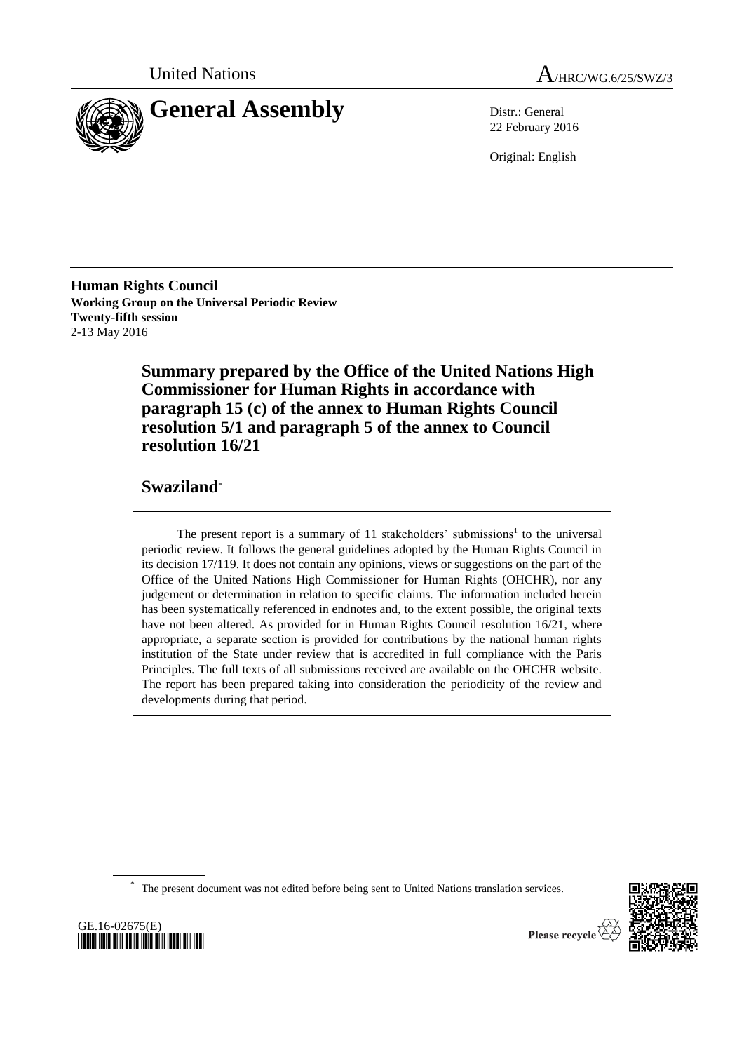United Nations

# A/HRC/WG.6/25/SWZ/3

# General Assembly

Distr.: General
22 February 2016

Original: English

**Human Rights Council**
**Working Group on the Universal Periodic Review**
**Twenty-fifth session**
2-13 May 2016

## Summary prepared by the Office of the United Nations High Commissioner for Human Rights in accordance with paragraph 15 (c) of the annex to Human Rights Council resolution 5/1 and paragraph 5 of the annex to Council resolution 16/21

## Swaziland*

The present report is a summary of 11 stakeholders' submissions[1] to the universal periodic review. It follows the general guidelines adopted by the Human Rights Council in its decision 17/119. It does not contain any opinions, views or suggestions on the part of the Office of the United Nations High Commissioner for Human Rights (OHCHR), nor any judgement or determination in relation to specific claims. The information included herein has been systematically referenced in endnotes and, to the extent possible, the original texts have not been altered. As provided for in Human Rights Council resolution 16/21, where appropriate, a separate section is provided for contributions by the national human rights institution of the State under review that is accredited in full compliance with the Paris Principles. The full texts of all submissions received are available on the OHCHR website. The report has been prepared taking into consideration the periodicity of the review and developments during that period.

\* The present document was not edited before being sent to United Nations translation services.

GE.16-02675(E)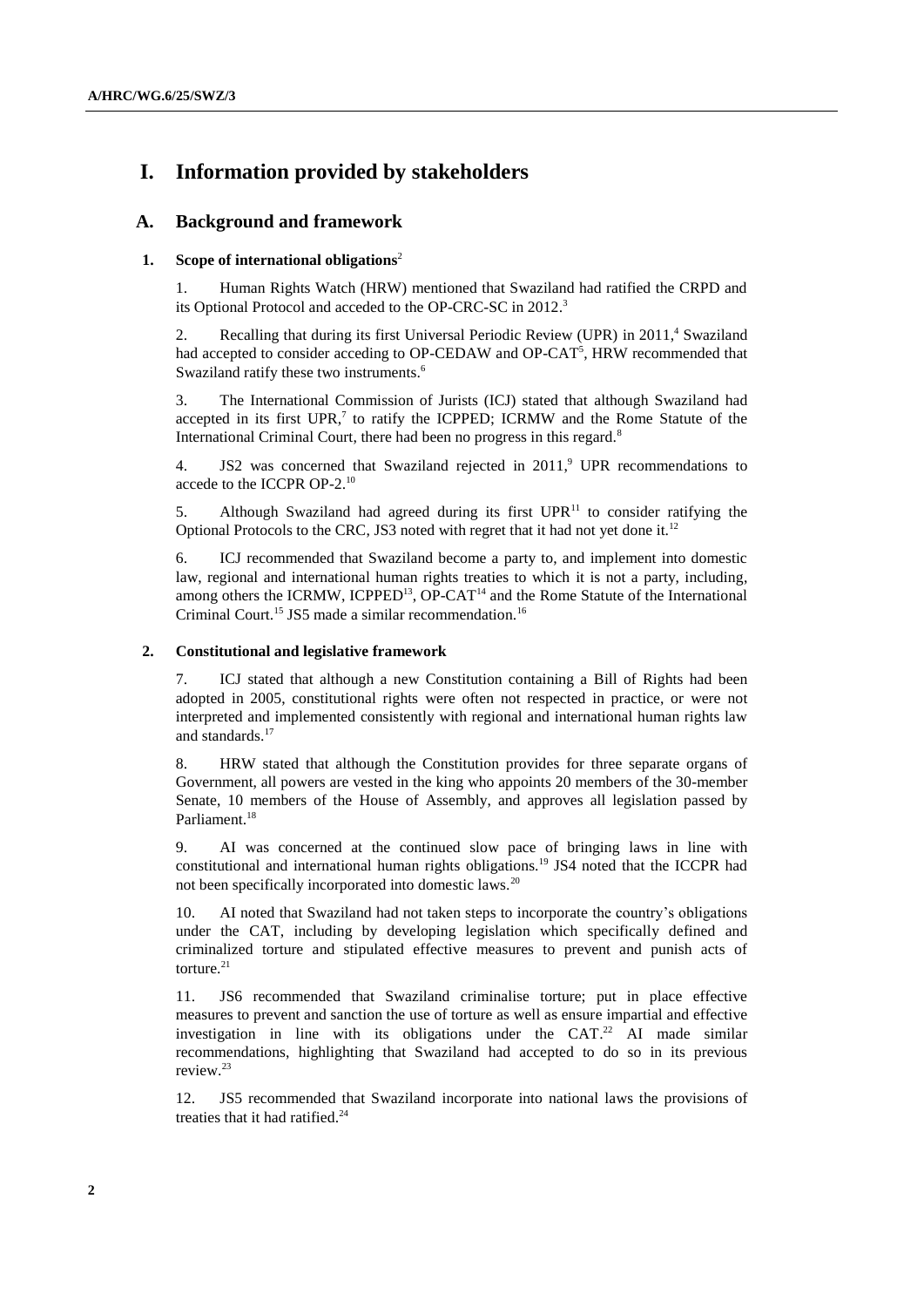# I. Information provided by stakeholders

## A. Background and framework

### 1. Scope of international obligations[2]

1. Human Rights Watch (HRW) mentioned that Swaziland had ratified the CRPD and its Optional Protocol and acceded to the OP-CRC-SC in 2012.[3]

2. Recalling that during its first Universal Periodic Review (UPR) in 2011,[4] Swaziland had accepted to consider acceding to OP-CEDAW and OP-CAT[5], HRW recommended that Swaziland ratify these two instruments.[6]

3. The International Commission of Jurists (ICJ) stated that although Swaziland had accepted in its first UPR,[7] to ratify the ICPPED; ICRMW and the Rome Statute of the International Criminal Court, there had been no progress in this regard.[8]

4. JS2 was concerned that Swaziland rejected in 2011,[9] UPR recommendations to accede to the ICCPR OP-2.[10]

5. Although Swaziland had agreed during its first UPR[11] to consider ratifying the Optional Protocols to the CRC, JS3 noted with regret that it had not yet done it.[12]

6. ICJ recommended that Swaziland become a party to, and implement into domestic law, regional and international human rights treaties to which it is not a party, including, among others the ICRMW, ICPPED[13], OP-CAT[14] and the Rome Statute of the International Criminal Court.[15] JS5 made a similar recommendation.[16]

### 2. Constitutional and legislative framework

7. ICJ stated that although a new Constitution containing a Bill of Rights had been adopted in 2005, constitutional rights were often not respected in practice, or were not interpreted and implemented consistently with regional and international human rights law and standards.[17]

8. HRW stated that although the Constitution provides for three separate organs of Government, all powers are vested in the king who appoints 20 members of the 30-member Senate, 10 members of the House of Assembly, and approves all legislation passed by Parliament.[18]

9. AI was concerned at the continued slow pace of bringing laws in line with constitutional and international human rights obligations.[19] JS4 noted that the ICCPR had not been specifically incorporated into domestic laws.[20]

10. AI noted that Swaziland had not taken steps to incorporate the country's obligations under the CAT, including by developing legislation which specifically defined and criminalized torture and stipulated effective measures to prevent and punish acts of torture.[21]

11. JS6 recommended that Swaziland criminalise torture; put in place effective measures to prevent and sanction the use of torture as well as ensure impartial and effective investigation in line with its obligations under the CAT.[22] AI made similar recommendations, highlighting that Swaziland had accepted to do so in its previous review.[23]

12. JS5 recommended that Swaziland incorporate into national laws the provisions of treaties that it had ratified.[24]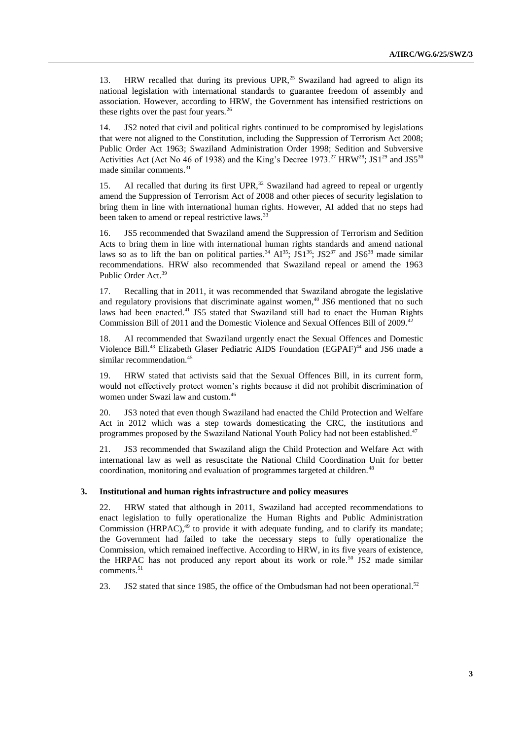13. HRW recalled that during its previous UPR,[25] Swaziland had agreed to align its national legislation with international standards to guarantee freedom of assembly and association. However, according to HRW, the Government has intensified restrictions on these rights over the past four years.[26]

14. JS2 noted that civil and political rights continued to be compromised by legislations that were not aligned to the Constitution, including the Suppression of Terrorism Act 2008; Public Order Act 1963; Swaziland Administration Order 1998; Sedition and Subversive Activities Act (Act No 46 of 1938) and the King's Decree 1973.[27] HRW[28]; JS1[29] and JS5[30] made similar comments.[31]

15. AI recalled that during its first UPR,[32] Swaziland had agreed to repeal or urgently amend the Suppression of Terrorism Act of 2008 and other pieces of security legislation to bring them in line with international human rights. However, AI added that no steps had been taken to amend or repeal restrictive laws.[33]

16. JS5 recommended that Swaziland amend the Suppression of Terrorism and Sedition Acts to bring them in line with international human rights standards and amend national laws so as to lift the ban on political parties.[34] AI[35]; JS1[36]; JS2[37] and JS6[38] made similar recommendations. HRW also recommended that Swaziland repeal or amend the 1963 Public Order Act.[39]

17. Recalling that in 2011, it was recommended that Swaziland abrogate the legislative and regulatory provisions that discriminate against women,[40] JS6 mentioned that no such laws had been enacted.[41] JS5 stated that Swaziland still had to enact the Human Rights Commission Bill of 2011 and the Domestic Violence and Sexual Offences Bill of 2009.[42]

18. AI recommended that Swaziland urgently enact the Sexual Offences and Domestic Violence Bill.[43] Elizabeth Glaser Pediatric AIDS Foundation (EGPAF)[44] and JS6 made a similar recommendation.[45]

19. HRW stated that activists said that the Sexual Offences Bill, in its current form, would not effectively protect women's rights because it did not prohibit discrimination of women under Swazi law and custom.[46]

20. JS3 noted that even though Swaziland had enacted the Child Protection and Welfare Act in 2012 which was a step towards domesticating the CRC, the institutions and programmes proposed by the Swaziland National Youth Policy had not been established.[47]

21. JS3 recommended that Swaziland align the Child Protection and Welfare Act with international law as well as resuscitate the National Child Coordination Unit for better coordination, monitoring and evaluation of programmes targeted at children.[48]

### 3. Institutional and human rights infrastructure and policy measures

22. HRW stated that although in 2011, Swaziland had accepted recommendations to enact legislation to fully operationalize the Human Rights and Public Administration Commission (HRPAC),[49] to provide it with adequate funding, and to clarify its mandate; the Government had failed to take the necessary steps to fully operationalize the Commission, which remained ineffective. According to HRW, in its five years of existence, the HRPAC has not produced any report about its work or role.[50] JS2 made similar comments.[51]

23. JS2 stated that since 1985, the office of the Ombudsman had not been operational.[52]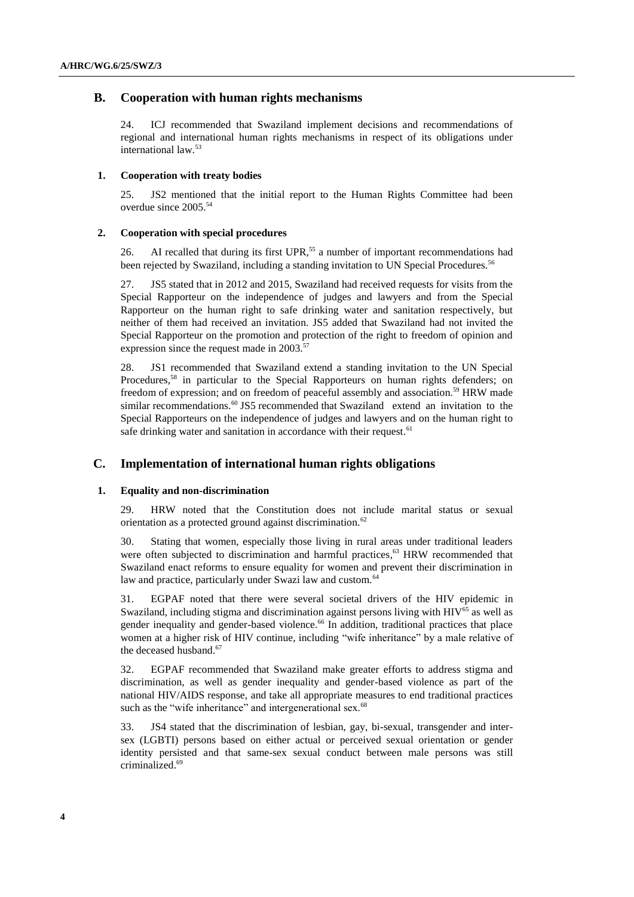## B. Cooperation with human rights mechanisms

24. ICJ recommended that Swaziland implement decisions and recommendations of regional and international human rights mechanisms in respect of its obligations under international law.[53]

### 1. Cooperation with treaty bodies

25. JS2 mentioned that the initial report to the Human Rights Committee had been overdue since 2005.[54]

### 2. Cooperation with special procedures

26. AI recalled that during its first UPR,[55] a number of important recommendations had been rejected by Swaziland, including a standing invitation to UN Special Procedures.[56]

27. JS5 stated that in 2012 and 2015, Swaziland had received requests for visits from the Special Rapporteur on the independence of judges and lawyers and from the Special Rapporteur on the human right to safe drinking water and sanitation respectively, but neither of them had received an invitation. JS5 added that Swaziland had not invited the Special Rapporteur on the promotion and protection of the right to freedom of opinion and expression since the request made in 2003.[57]

28. JS1 recommended that Swaziland extend a standing invitation to the UN Special Procedures,[58] in particular to the Special Rapporteurs on human rights defenders; on freedom of expression; and on freedom of peaceful assembly and association.[59] HRW made similar recommendations.[60] JS5 recommended that Swaziland extend an invitation to the Special Rapporteurs on the independence of judges and lawyers and on the human right to safe drinking water and sanitation in accordance with their request.[61]

## C. Implementation of international human rights obligations

### 1. Equality and non-discrimination

29. HRW noted that the Constitution does not include marital status or sexual orientation as a protected ground against discrimination.[62]

30. Stating that women, especially those living in rural areas under traditional leaders were often subjected to discrimination and harmful practices,[63] HRW recommended that Swaziland enact reforms to ensure equality for women and prevent their discrimination in law and practice, particularly under Swazi law and custom.[64]

31. EGPAF noted that there were several societal drivers of the HIV epidemic in Swaziland, including stigma and discrimination against persons living with HIV[65] as well as gender inequality and gender-based violence.[66] In addition, traditional practices that place women at a higher risk of HIV continue, including "wife inheritance" by a male relative of the deceased husband.[67]

32. EGPAF recommended that Swaziland make greater efforts to address stigma and discrimination, as well as gender inequality and gender-based violence as part of the national HIV/AIDS response, and take all appropriate measures to end traditional practices such as the "wife inheritance" and intergenerational sex.[68]

33. JS4 stated that the discrimination of lesbian, gay, bi-sexual, transgender and inter-sex (LGBTI) persons based on either actual or perceived sexual orientation or gender identity persisted and that same-sex sexual conduct between male persons was still criminalized.[69]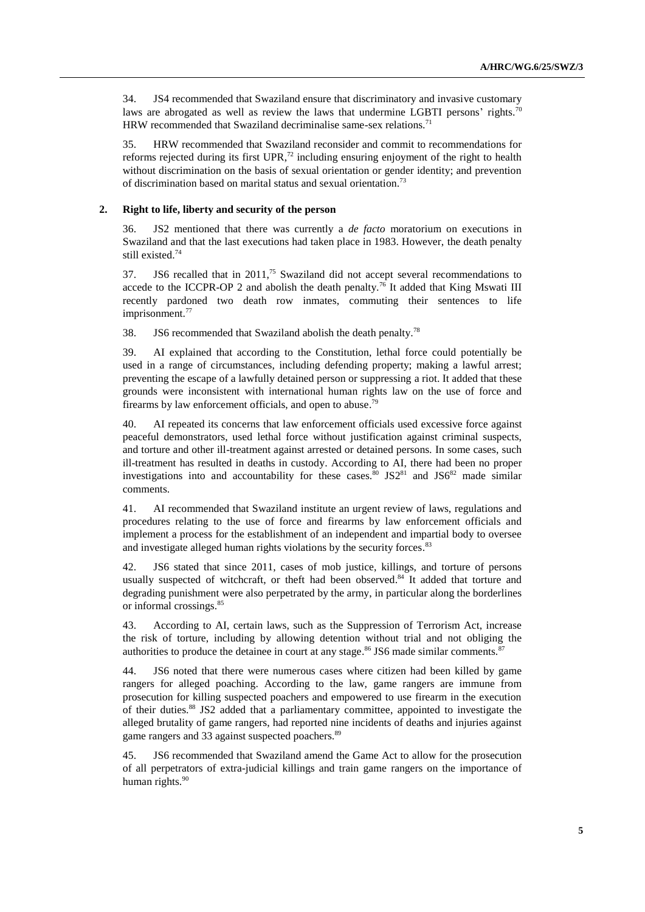34. JS4 recommended that Swaziland ensure that discriminatory and invasive customary laws are abrogated as well as review the laws that undermine LGBTI persons' rights.[70] HRW recommended that Swaziland decriminalise same-sex relations.[71]

35. HRW recommended that Swaziland reconsider and commit to recommendations for reforms rejected during its first UPR,[72] including ensuring enjoyment of the right to health without discrimination on the basis of sexual orientation or gender identity; and prevention of discrimination based on marital status and sexual orientation.[73]

### 2. Right to life, liberty and security of the person

36. JS2 mentioned that there was currently a *de facto* moratorium on executions in Swaziland and that the last executions had taken place in 1983. However, the death penalty still existed.[74]

37. JS6 recalled that in 2011,[75] Swaziland did not accept several recommendations to accede to the ICCPR-OP 2 and abolish the death penalty.[76] It added that King Mswati III recently pardoned two death row inmates, commuting their sentences to life imprisonment.[77]

38. JS6 recommended that Swaziland abolish the death penalty.[78]

39. AI explained that according to the Constitution, lethal force could potentially be used in a range of circumstances, including defending property; making a lawful arrest; preventing the escape of a lawfully detained person or suppressing a riot. It added that these grounds were inconsistent with international human rights law on the use of force and firearms by law enforcement officials, and open to abuse.[79]

40. AI repeated its concerns that law enforcement officials used excessive force against peaceful demonstrators, used lethal force without justification against criminal suspects, and torture and other ill-treatment against arrested or detained persons. In some cases, such ill-treatment has resulted in deaths in custody. According to AI, there had been no proper investigations into and accountability for these cases.[80] JS2[81] and JS6[82] made similar comments.

41. AI recommended that Swaziland institute an urgent review of laws, regulations and procedures relating to the use of force and firearms by law enforcement officials and implement a process for the establishment of an independent and impartial body to oversee and investigate alleged human rights violations by the security forces.[83]

42. JS6 stated that since 2011, cases of mob justice, killings, and torture of persons usually suspected of witchcraft, or theft had been observed.[84] It added that torture and degrading punishment were also perpetrated by the army, in particular along the borderlines or informal crossings.[85]

43. According to AI, certain laws, such as the Suppression of Terrorism Act, increase the risk of torture, including by allowing detention without trial and not obliging the authorities to produce the detainee in court at any stage.[86] JS6 made similar comments.[87]

44. JS6 noted that there were numerous cases where citizen had been killed by game rangers for alleged poaching. According to the law, game rangers are immune from prosecution for killing suspected poachers and empowered to use firearm in the execution of their duties.[88] JS2 added that a parliamentary committee, appointed to investigate the alleged brutality of game rangers, had reported nine incidents of deaths and injuries against game rangers and 33 against suspected poachers.[89]

45. JS6 recommended that Swaziland amend the Game Act to allow for the prosecution of all perpetrators of extra-judicial killings and train game rangers on the importance of human rights.[90]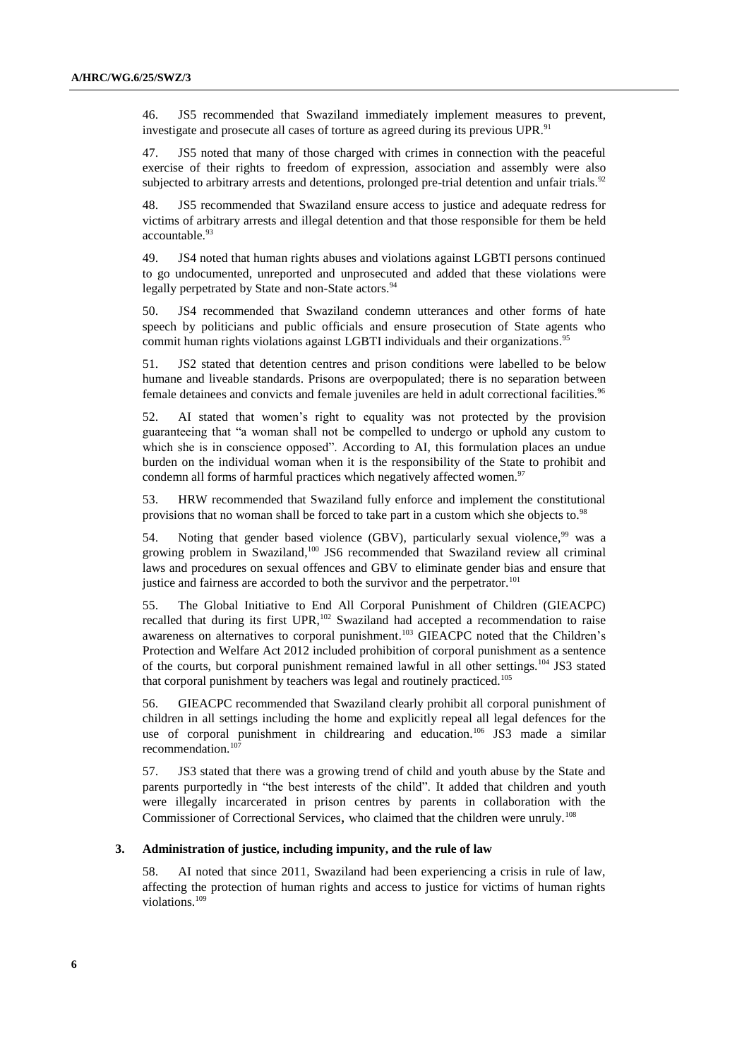46. JS5 recommended that Swaziland immediately implement measures to prevent, investigate and prosecute all cases of torture as agreed during its previous UPR.[91]

47. JS5 noted that many of those charged with crimes in connection with the peaceful exercise of their rights to freedom of expression, association and assembly were also subjected to arbitrary arrests and detentions, prolonged pre-trial detention and unfair trials.[92]

48. JS5 recommended that Swaziland ensure access to justice and adequate redress for victims of arbitrary arrests and illegal detention and that those responsible for them be held accountable.[93]

49. JS4 noted that human rights abuses and violations against LGBTI persons continued to go undocumented, unreported and unprosecuted and added that these violations were legally perpetrated by State and non-State actors.[94]

50. JS4 recommended that Swaziland condemn utterances and other forms of hate speech by politicians and public officials and ensure prosecution of State agents who commit human rights violations against LGBTI individuals and their organizations.[95]

51. JS2 stated that detention centres and prison conditions were labelled to be below humane and liveable standards. Prisons are overpopulated; there is no separation between female detainees and convicts and female juveniles are held in adult correctional facilities.[96]

52. AI stated that women's right to equality was not protected by the provision guaranteeing that "a woman shall not be compelled to undergo or uphold any custom to which she is in conscience opposed". According to AI, this formulation places an undue burden on the individual woman when it is the responsibility of the State to prohibit and condemn all forms of harmful practices which negatively affected women.[97]

53. HRW recommended that Swaziland fully enforce and implement the constitutional provisions that no woman shall be forced to take part in a custom which she objects to.[98]

54. Noting that gender based violence (GBV), particularly sexual violence,[99] was a growing problem in Swaziland,[100] JS6 recommended that Swaziland review all criminal laws and procedures on sexual offences and GBV to eliminate gender bias and ensure that justice and fairness are accorded to both the survivor and the perpetrator.[101]

55. The Global Initiative to End All Corporal Punishment of Children (GIEACPC) recalled that during its first UPR,[102] Swaziland had accepted a recommendation to raise awareness on alternatives to corporal punishment.[103] GIEACPC noted that the Children's Protection and Welfare Act 2012 included prohibition of corporal punishment as a sentence of the courts, but corporal punishment remained lawful in all other settings.[104] JS3 stated that corporal punishment by teachers was legal and routinely practiced.[105]

56. GIEACPC recommended that Swaziland clearly prohibit all corporal punishment of children in all settings including the home and explicitly repeal all legal defences for the use of corporal punishment in childrearing and education.[106] JS3 made a similar recommendation.[107]

57. JS3 stated that there was a growing trend of child and youth abuse by the State and parents purportedly in "the best interests of the child". It added that children and youth were illegally incarcerated in prison centres by parents in collaboration with the Commissioner of Correctional Services, who claimed that the children were unruly.[108]

### 3. Administration of justice, including impunity, and the rule of law

58. AI noted that since 2011, Swaziland had been experiencing a crisis in rule of law, affecting the protection of human rights and access to justice for victims of human rights violations.[109]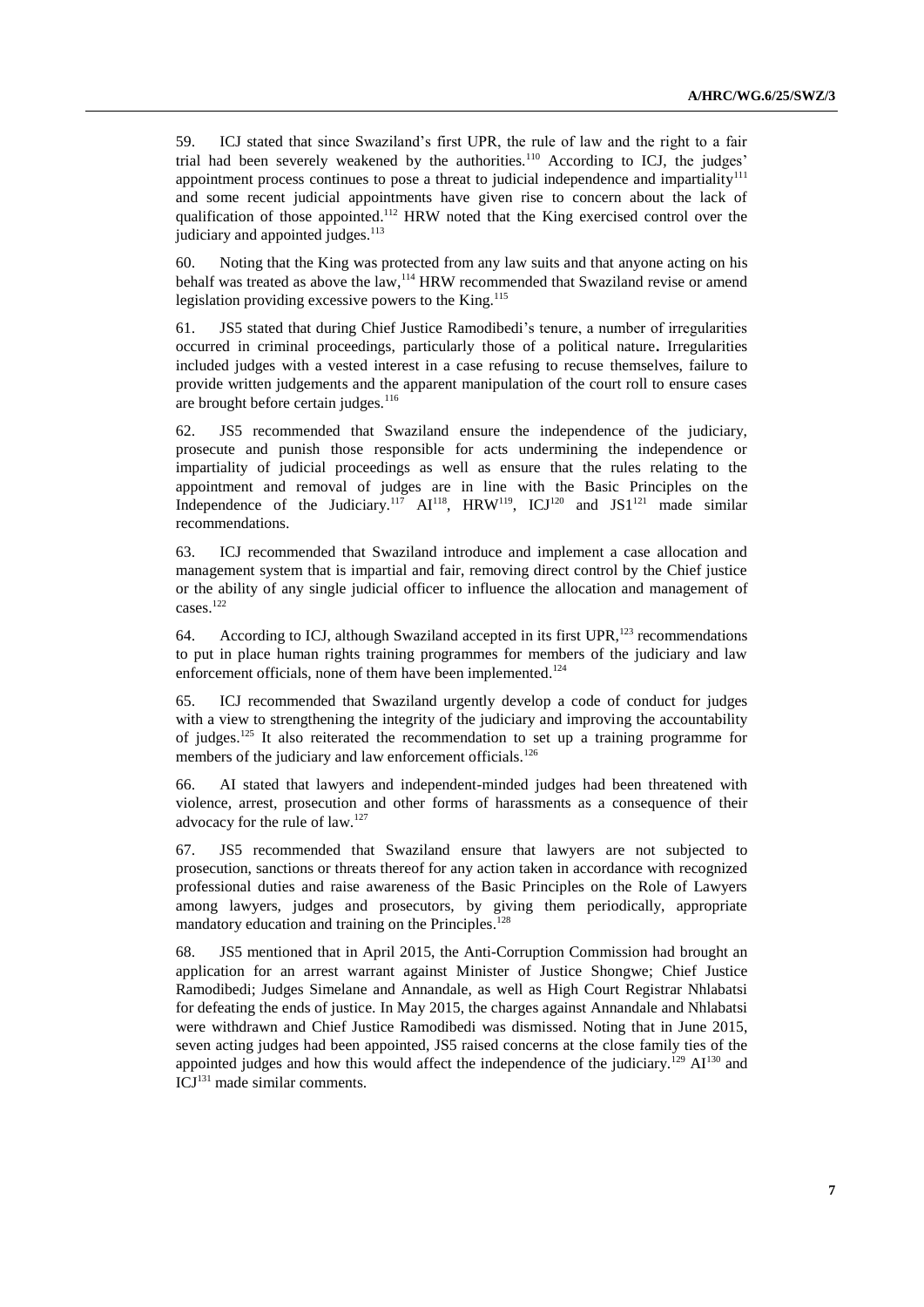59. ICJ stated that since Swaziland's first UPR, the rule of law and the right to a fair trial had been severely weakened by the authorities.[110] According to ICJ, the judges' appointment process continues to pose a threat to judicial independence and impartiality[111] and some recent judicial appointments have given rise to concern about the lack of qualification of those appointed.[112] HRW noted that the King exercised control over the judiciary and appointed judges.[113]

60. Noting that the King was protected from any law suits and that anyone acting on his behalf was treated as above the law,[114] HRW recommended that Swaziland revise or amend legislation providing excessive powers to the King.[115]

61. JS5 stated that during Chief Justice Ramodibedi's tenure, a number of irregularities occurred in criminal proceedings, particularly those of a political nature**.** Irregularities included judges with a vested interest in a case refusing to recuse themselves, failure to provide written judgements and the apparent manipulation of the court roll to ensure cases are brought before certain judges.[116]

62. JS5 recommended that Swaziland ensure the independence of the judiciary, prosecute and punish those responsible for acts undermining the independence or impartiality of judicial proceedings as well as ensure that the rules relating to the appointment and removal of judges are in line with the Basic Principles on the Independence of the Judiciary.[117] AI[118], HRW[119], ICJ[120] and JS1[121] made similar recommendations.

63. ICJ recommended that Swaziland introduce and implement a case allocation and management system that is impartial and fair, removing direct control by the Chief justice or the ability of any single judicial officer to influence the allocation and management of cases.[122]

64. According to ICJ, although Swaziland accepted in its first UPR,[123] recommendations to put in place human rights training programmes for members of the judiciary and law enforcement officials, none of them have been implemented.[124]

65. ICJ recommended that Swaziland urgently develop a code of conduct for judges with a view to strengthening the integrity of the judiciary and improving the accountability of judges.[125] It also reiterated the recommendation to set up a training programme for members of the judiciary and law enforcement officials.[126]

66. AI stated that lawyers and independent-minded judges had been threatened with violence, arrest, prosecution and other forms of harassments as a consequence of their advocacy for the rule of law.[127]

67. JS5 recommended that Swaziland ensure that lawyers are not subjected to prosecution, sanctions or threats thereof for any action taken in accordance with recognized professional duties and raise awareness of the Basic Principles on the Role of Lawyers among lawyers, judges and prosecutors, by giving them periodically, appropriate mandatory education and training on the Principles.[128]

68. JS5 mentioned that in April 2015, the Anti-Corruption Commission had brought an application for an arrest warrant against Minister of Justice Shongwe; Chief Justice Ramodibedi; Judges Simelane and Annandale, as well as High Court Registrar Nhlabatsi for defeating the ends of justice. In May 2015, the charges against Annandale and Nhlabatsi were withdrawn and Chief Justice Ramodibedi was dismissed. Noting that in June 2015, seven acting judges had been appointed, JS5 raised concerns at the close family ties of the appointed judges and how this would affect the independence of the judiciary.[129] AI[130] and ICJ[131] made similar comments.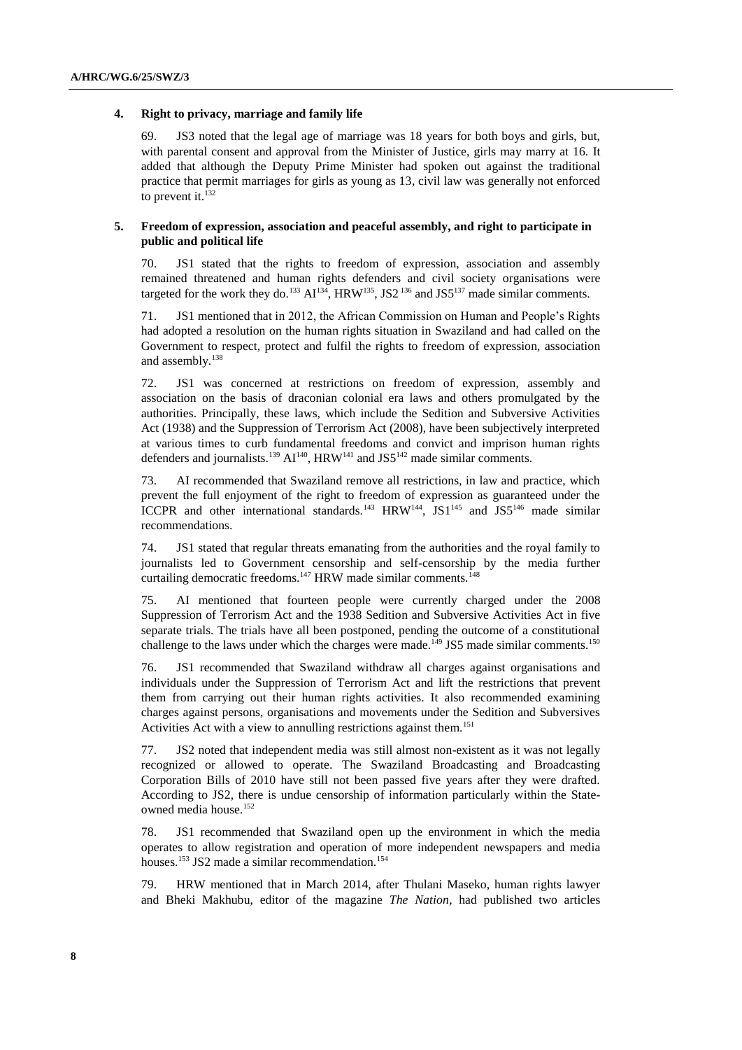### 4. Right to privacy, marriage and family life

69. JS3 noted that the legal age of marriage was 18 years for both boys and girls, but, with parental consent and approval from the Minister of Justice, girls may marry at 16. It added that although the Deputy Prime Minister had spoken out against the traditional practice that permit marriages for girls as young as 13, civil law was generally not enforced to prevent it.[132]

### 5. Freedom of expression, association and peaceful assembly, and right to participate in public and political life

70. JS1 stated that the rights to freedom of expression, association and assembly remained threatened and human rights defenders and civil society organisations were targeted for the work they do.[133] AI[134], HRW[135], JS2[136] and JS5[137] made similar comments.

71. JS1 mentioned that in 2012, the African Commission on Human and People's Rights had adopted a resolution on the human rights situation in Swaziland and had called on the Government to respect, protect and fulfil the rights to freedom of expression, association and assembly.[138]

72. JS1 was concerned at restrictions on freedom of expression, assembly and association on the basis of draconian colonial era laws and others promulgated by the authorities. Principally, these laws, which include the Sedition and Subversive Activities Act (1938) and the Suppression of Terrorism Act (2008), have been subjectively interpreted at various times to curb fundamental freedoms and convict and imprison human rights defenders and journalists.[139] AI[140], HRW[141] and JS5[142] made similar comments.

73. AI recommended that Swaziland remove all restrictions, in law and practice, which prevent the full enjoyment of the right to freedom of expression as guaranteed under the ICCPR and other international standards.[143] HRW[144], JS1[145] and JS5[146] made similar recommendations.

74. JS1 stated that regular threats emanating from the authorities and the royal family to journalists led to Government censorship and self-censorship by the media further curtailing democratic freedoms.[147] HRW made similar comments.[148]

75. AI mentioned that fourteen people were currently charged under the 2008 Suppression of Terrorism Act and the 1938 Sedition and Subversive Activities Act in five separate trials. The trials have all been postponed, pending the outcome of a constitutional challenge to the laws under which the charges were made.[149] JS5 made similar comments.[150]

76. JS1 recommended that Swaziland withdraw all charges against organisations and individuals under the Suppression of Terrorism Act and lift the restrictions that prevent them from carrying out their human rights activities. It also recommended examining charges against persons, organisations and movements under the Sedition and Subversives Activities Act with a view to annulling restrictions against them.[151]

77. JS2 noted that independent media was still almost non-existent as it was not legally recognized or allowed to operate. The Swaziland Broadcasting and Broadcasting Corporation Bills of 2010 have still not been passed five years after they were drafted. According to JS2, there is undue censorship of information particularly within the State-owned media house.[152]

78. JS1 recommended that Swaziland open up the environment in which the media operates to allow registration and operation of more independent newspapers and media houses.[153] JS2 made a similar recommendation.[154]

79. HRW mentioned that in March 2014, after Thulani Maseko, human rights lawyer and Bheki Makhubu, editor of the magazine *The Nation*, had published two articles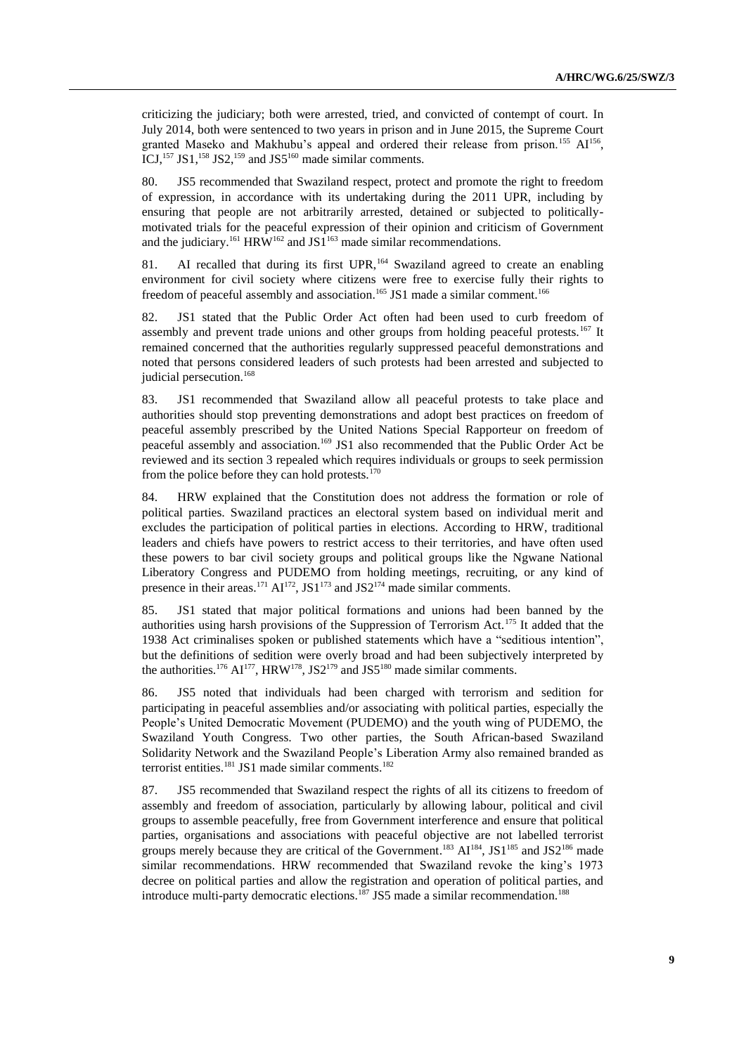criticizing the judiciary; both were arrested, tried, and convicted of contempt of court. In July 2014, both were sentenced to two years in prison and in June 2015, the Supreme Court granted Maseko and Makhubu's appeal and ordered their release from prison.[155] AI[156], ICJ,[157] JS1,[158] JS2,[159] and JS5[160] made similar comments.

80. JS5 recommended that Swaziland respect, protect and promote the right to freedom of expression, in accordance with its undertaking during the 2011 UPR, including by ensuring that people are not arbitrarily arrested, detained or subjected to politically-motivated trials for the peaceful expression of their opinion and criticism of Government and the judiciary.[161] HRW[162] and JS1[163] made similar recommendations.

81. AI recalled that during its first UPR,[164] Swaziland agreed to create an enabling environment for civil society where citizens were free to exercise fully their rights to freedom of peaceful assembly and association.[165] JS1 made a similar comment.[166]

82. JS1 stated that the Public Order Act often had been used to curb freedom of assembly and prevent trade unions and other groups from holding peaceful protests.[167] It remained concerned that the authorities regularly suppressed peaceful demonstrations and noted that persons considered leaders of such protests had been arrested and subjected to judicial persecution.[168]

83. JS1 recommended that Swaziland allow all peaceful protests to take place and authorities should stop preventing demonstrations and adopt best practices on freedom of peaceful assembly prescribed by the United Nations Special Rapporteur on freedom of peaceful assembly and association.[169] JS1 also recommended that the Public Order Act be reviewed and its section 3 repealed which requires individuals or groups to seek permission from the police before they can hold protests.[170]

84. HRW explained that the Constitution does not address the formation or role of political parties. Swaziland practices an electoral system based on individual merit and excludes the participation of political parties in elections. According to HRW, traditional leaders and chiefs have powers to restrict access to their territories, and have often used these powers to bar civil society groups and political groups like the Ngwane National Liberatory Congress and PUDEMO from holding meetings, recruiting, or any kind of presence in their areas.[171] AI[172], JS1[173] and JS2[174] made similar comments.

85. JS1 stated that major political formations and unions had been banned by the authorities using harsh provisions of the Suppression of Terrorism Act.[175] It added that the 1938 Act criminalises spoken or published statements which have a "seditious intention", but the definitions of sedition were overly broad and had been subjectively interpreted by the authorities.[176] AI[177], HRW[178], JS2[179] and JS5[180] made similar comments.

86. JS5 noted that individuals had been charged with terrorism and sedition for participating in peaceful assemblies and/or associating with political parties, especially the People's United Democratic Movement (PUDEMO) and the youth wing of PUDEMO, the Swaziland Youth Congress. Two other parties, the South African-based Swaziland Solidarity Network and the Swaziland People's Liberation Army also remained branded as terrorist entities.[181] JS1 made similar comments.[182]

87. JS5 recommended that Swaziland respect the rights of all its citizens to freedom of assembly and freedom of association, particularly by allowing labour, political and civil groups to assemble peacefully, free from Government interference and ensure that political parties, organisations and associations with peaceful objective are not labelled terrorist groups merely because they are critical of the Government.[183] AI[184], JS1[185] and JS2[186] made similar recommendations. HRW recommended that Swaziland revoke the king's 1973 decree on political parties and allow the registration and operation of political parties, and introduce multi-party democratic elections.[187] JS5 made a similar recommendation.[188]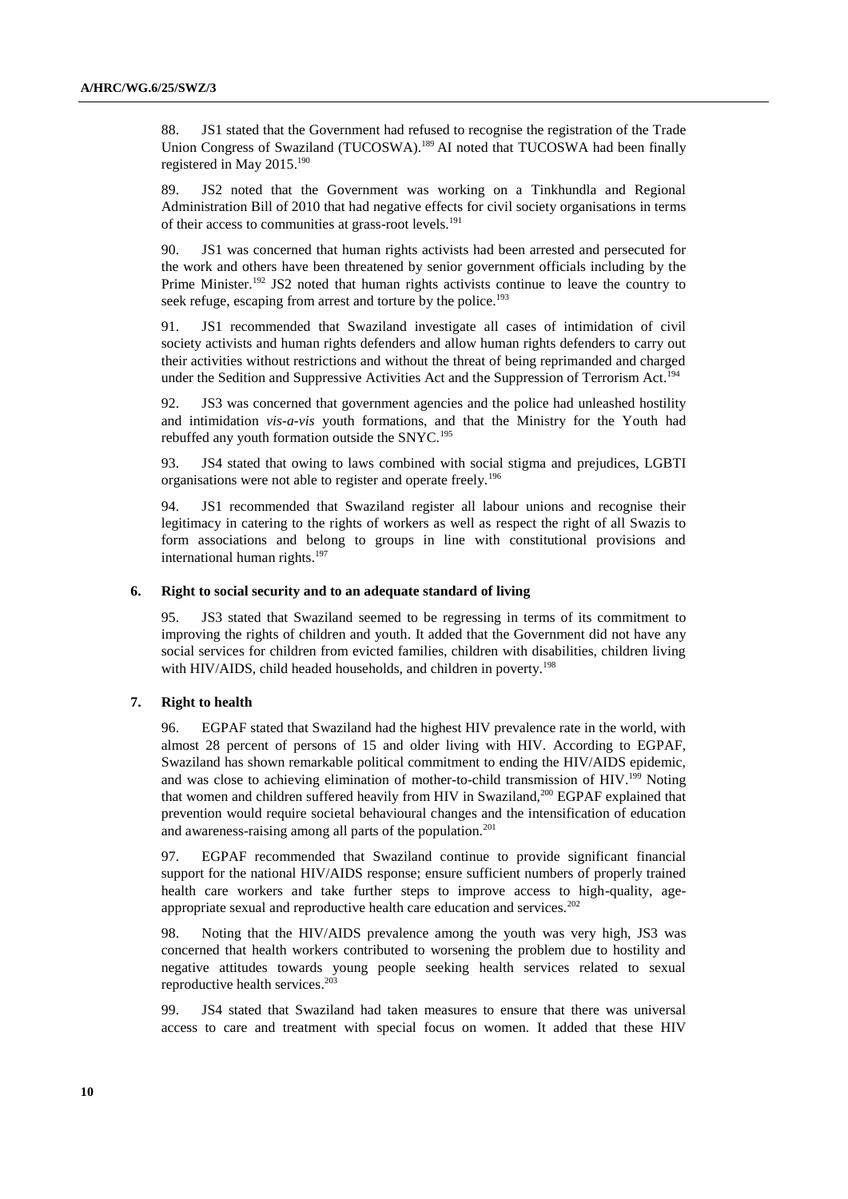88. JS1 stated that the Government had refused to recognise the registration of the Trade Union Congress of Swaziland (TUCOSWA).[189] AI noted that TUCOSWA had been finally registered in May 2015.[190]

89. JS2 noted that the Government was working on a Tinkhundla and Regional Administration Bill of 2010 that had negative effects for civil society organisations in terms of their access to communities at grass-root levels.[191]

90. JS1 was concerned that human rights activists had been arrested and persecuted for the work and others have been threatened by senior government officials including by the Prime Minister.[192] JS2 noted that human rights activists continue to leave the country to seek refuge, escaping from arrest and torture by the police.[193]

91. JS1 recommended that Swaziland investigate all cases of intimidation of civil society activists and human rights defenders and allow human rights defenders to carry out their activities without restrictions and without the threat of being reprimanded and charged under the Sedition and Suppressive Activities Act and the Suppression of Terrorism Act.[194]

92. JS3 was concerned that government agencies and the police had unleashed hostility and intimidation *vis-a-vis* youth formations, and that the Ministry for the Youth had rebuffed any youth formation outside the SNYC.[195]

93. JS4 stated that owing to laws combined with social stigma and prejudices, LGBTI organisations were not able to register and operate freely.[196]

94. JS1 recommended that Swaziland register all labour unions and recognise their legitimacy in catering to the rights of workers as well as respect the right of all Swazis to form associations and belong to groups in line with constitutional provisions and international human rights.[197]

### 6. Right to social security and to an adequate standard of living

95. JS3 stated that Swaziland seemed to be regressing in terms of its commitment to improving the rights of children and youth. It added that the Government did not have any social services for children from evicted families, children with disabilities, children living with HIV/AIDS, child headed households, and children in poverty.[198]

### 7. Right to health

96. EGPAF stated that Swaziland had the highest HIV prevalence rate in the world, with almost 28 percent of persons of 15 and older living with HIV. According to EGPAF, Swaziland has shown remarkable political commitment to ending the HIV/AIDS epidemic, and was close to achieving elimination of mother-to-child transmission of HIV.[199] Noting that women and children suffered heavily from HIV in Swaziland,[200] EGPAF explained that prevention would require societal behavioural changes and the intensification of education and awareness-raising among all parts of the population.[201]

97. EGPAF recommended that Swaziland continue to provide significant financial support for the national HIV/AIDS response; ensure sufficient numbers of properly trained health care workers and take further steps to improve access to high-quality, age-appropriate sexual and reproductive health care education and services.[202]

98. Noting that the HIV/AIDS prevalence among the youth was very high, JS3 was concerned that health workers contributed to worsening the problem due to hostility and negative attitudes towards young people seeking health services related to sexual reproductive health services.[203]

99. JS4 stated that Swaziland had taken measures to ensure that there was universal access to care and treatment with special focus on women. It added that these HIV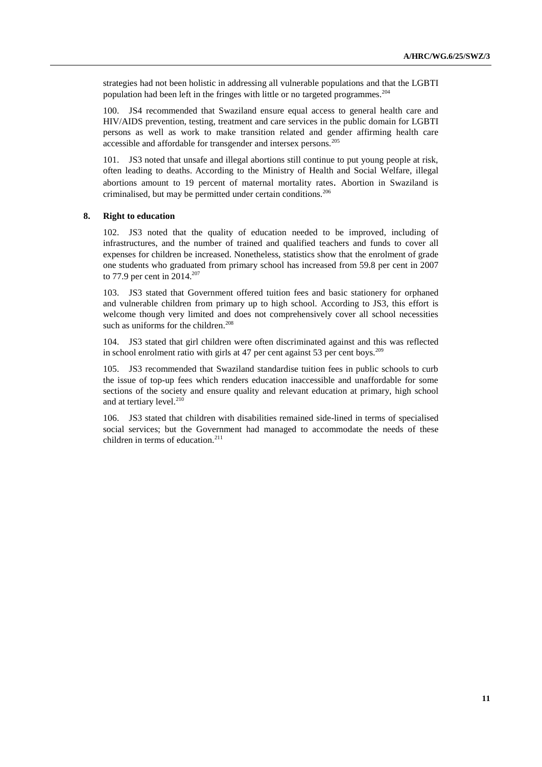strategies had not been holistic in addressing all vulnerable populations and that the LGBTI population had been left in the fringes with little or no targeted programmes.[204]

100. JS4 recommended that Swaziland ensure equal access to general health care and HIV/AIDS prevention, testing, treatment and care services in the public domain for LGBTI persons as well as work to make transition related and gender affirming health care accessible and affordable for transgender and intersex persons.[205]

101. JS3 noted that unsafe and illegal abortions still continue to put young people at risk, often leading to deaths. According to the Ministry of Health and Social Welfare, illegal abortions amount to 19 percent of maternal mortality rates. Abortion in Swaziland is criminalised, but may be permitted under certain conditions.[206]

### 8. Right to education

102. JS3 noted that the quality of education needed to be improved, including of infrastructures, and the number of trained and qualified teachers and funds to cover all expenses for children be increased. Nonetheless, statistics show that the enrolment of grade one students who graduated from primary school has increased from 59.8 per cent in 2007 to 77.9 per cent in 2014.[207]

103. JS3 stated that Government offered tuition fees and basic stationery for orphaned and vulnerable children from primary up to high school. According to JS3, this effort is welcome though very limited and does not comprehensively cover all school necessities such as uniforms for the children.[208]

104. JS3 stated that girl children were often discriminated against and this was reflected in school enrolment ratio with girls at 47 per cent against 53 per cent boys.[209]

105. JS3 recommended that Swaziland standardise tuition fees in public schools to curb the issue of top-up fees which renders education inaccessible and unaffordable for some sections of the society and ensure quality and relevant education at primary, high school and at tertiary level.[210]

106. JS3 stated that children with disabilities remained side-lined in terms of specialised social services; but the Government had managed to accommodate the needs of these children in terms of education.[211]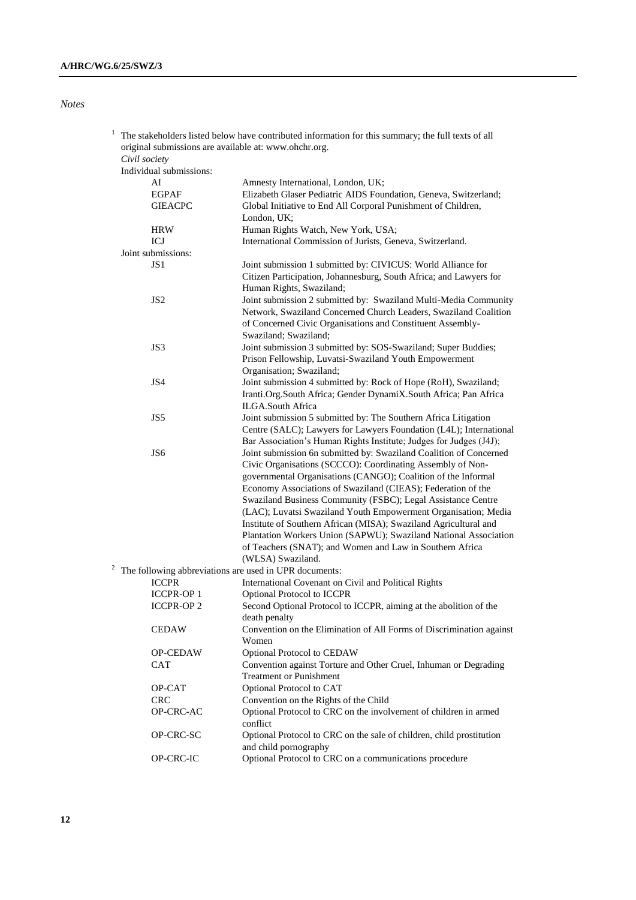*Notes*

[1] The stakeholders listed below have contributed information for this summary; the full texts of all original submissions are available at: www.ohchr.org.

*Civil society*

Individual submissions:

| | |
|---|---|
| AI | Amnesty International, London, UK; |
| EGPAF | Elizabeth Glaser Pediatric AIDS Foundation, Geneva, Switzerland; |
| GIEACPC | Global Initiative to End All Corporal Punishment of Children, London, UK; |
| HRW | Human Rights Watch, New York, USA; |
| ICJ | International Commission of Jurists, Geneva, Switzerland. |

Joint submissions:

| | |
|---|---|
| JS1 | Joint submission 1 submitted by: CIVICUS: World Alliance for Citizen Participation, Johannesburg, South Africa; and Lawyers for Human Rights, Swaziland; |
| JS2 | Joint submission 2 submitted by: Swaziland Multi-Media Community Network, Swaziland Concerned Church Leaders, Swaziland Coalition of Concerned Civic Organisations and Constituent Assembly-Swaziland; Swaziland; |
| JS3 | Joint submission 3 submitted by: SOS-Swaziland; Super Buddies; Prison Fellowship, Luvatsi-Swaziland Youth Empowerment Organisation; Swaziland; |
| JS4 | Joint submission 4 submitted by: Rock of Hope (RoH), Swaziland; Iranti.Org.South Africa; Gender DynamiX.South Africa; Pan Africa ILGA.South Africa |
| JS5 | Joint submission 5 submitted by: The Southern Africa Litigation Centre (SALC); Lawyers for Lawyers Foundation (L4L); International Bar Association's Human Rights Institute; Judges for Judges (J4J); |
| JS6 | Joint submission 6n submitted by: Swaziland Coalition of Concerned Civic Organisations (SCCCO): Coordinating Assembly of Non-governmental Organisations (CANGO); Coalition of the Informal Economy Associations of Swaziland (CIEAS); Federation of the Swaziland Business Community (FSBC); Legal Assistance Centre (LAC); Luvatsi Swaziland Youth Empowerment Organisation; Media Institute of Southern African (MISA); Swaziland Agricultural and Plantation Workers Union (SAPWU); Swaziland National Association of Teachers (SNAT); and Women and Law in Southern Africa (WLSA) Swaziland. |

[2] The following abbreviations are used in UPR documents:

| | |
|---|---|
| ICCPR | International Covenant on Civil and Political Rights |
| ICCPR-OP 1 | Optional Protocol to ICCPR |
| ICCPR-OP 2 | Second Optional Protocol to ICCPR, aiming at the abolition of the death penalty |
| CEDAW | Convention on the Elimination of All Forms of Discrimination against Women |
| OP-CEDAW | Optional Protocol to CEDAW |
| CAT | Convention against Torture and Other Cruel, Inhuman or Degrading Treatment or Punishment |
| OP-CAT | Optional Protocol to CAT |
| CRC | Convention on the Rights of the Child |
| OP-CRC-AC | Optional Protocol to CRC on the involvement of children in armed conflict |
| OP-CRC-SC | Optional Protocol to CRC on the sale of children, child prostitution and child pornography |
| OP-CRC-IC | Optional Protocol to CRC on a communications procedure |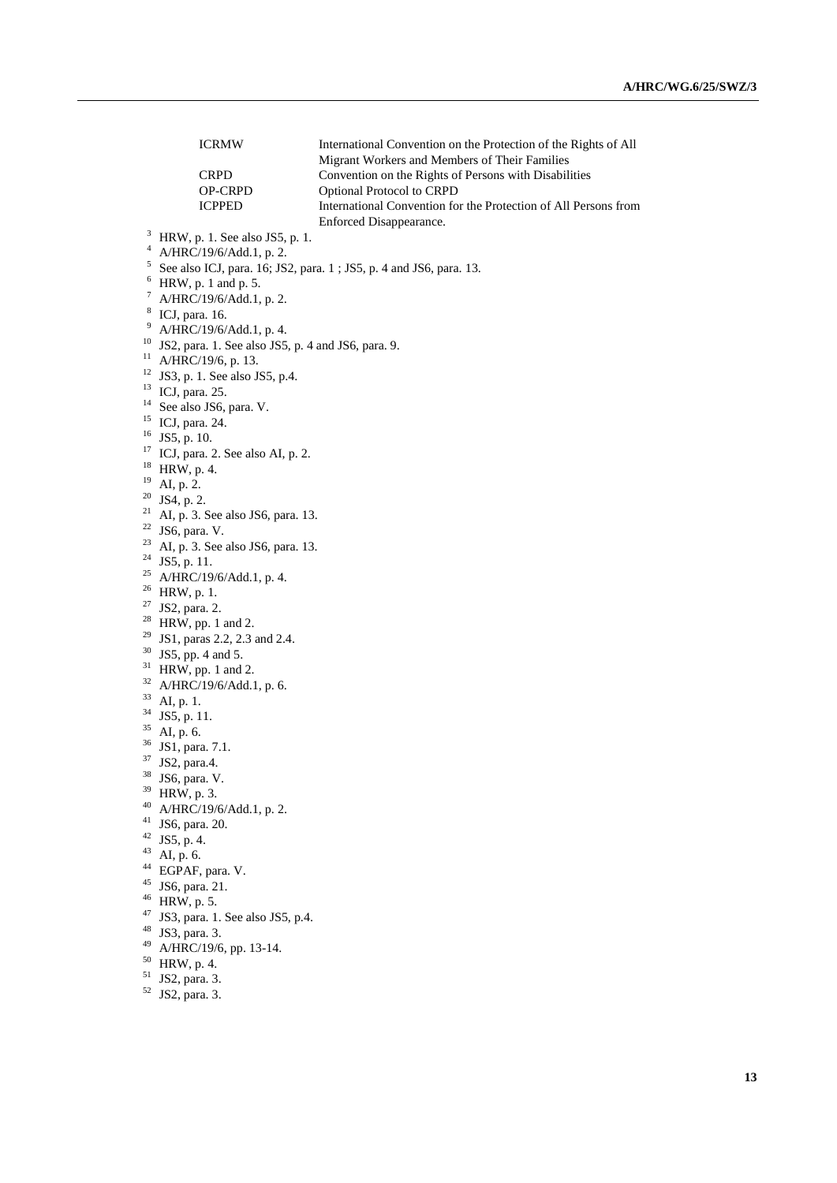| | |
|---|---|
| ICRMW | International Convention on the Protection of the Rights of All Migrant Workers and Members of Their Families |
| CRPD | Convention on the Rights of Persons with Disabilities |
| OP-CRPD | Optional Protocol to CRPD |
| ICPPED | International Convention for the Protection of All Persons from Enforced Disappearance. |

[3] HRW, p. 1. See also JS5, p. 1.
[4] A/HRC/19/6/Add.1, p. 2.
[5] See also ICJ, para. 16; JS2, para. 1 ; JS5, p. 4 and JS6, para. 13.
[6] HRW, p. 1 and p. 5.
[7] A/HRC/19/6/Add.1, p. 2.
[8] ICJ, para. 16.
[9] A/HRC/19/6/Add.1, p. 4.
[10] JS2, para. 1. See also JS5, p. 4 and JS6, para. 9.
[11] A/HRC/19/6, p. 13.
[12] JS3, p. 1. See also JS5, p.4.
[13] ICJ, para. 25.
[14] See also JS6, para. V.
[15] ICJ, para. 24.
[16] JS5, p. 10.
[17] ICJ, para. 2. See also AI, p. 2.
[18] HRW, p. 4.
[19] AI, p. 2.
[20] JS4, p. 2.
[21] AI, p. 3. See also JS6, para. 13.
[22] JS6, para. V.
[23] AI, p. 3. See also JS6, para. 13.
[24] JS5, p. 11.
[25] A/HRC/19/6/Add.1, p. 4.
[26] HRW, p. 1.
[27] JS2, para. 2.
[28] HRW, pp. 1 and 2.
[29] JS1, paras 2.2, 2.3 and 2.4.
[30] JS5, pp. 4 and 5.
[31] HRW, pp. 1 and 2.
[32] A/HRC/19/6/Add.1, p. 6.
[33] AI, p. 1.
[34] JS5, p. 11.
[35] AI, p. 6.
[36] JS1, para. 7.1.
[37] JS2, para.4.
[38] JS6, para. V.
[39] HRW, p. 3.
[40] A/HRC/19/6/Add.1, p. 2.
[41] JS6, para. 20.
[42] JS5, p. 4.
[43] AI, p. 6.
[44] EGPAF, para. V.
[45] JS6, para. 21.
[46] HRW, p. 5.
[47] JS3, para. 1. See also JS5, p.4.
[48] JS3, para. 3.
[49] A/HRC/19/6, pp. 13-14.
[50] HRW, p. 4.
[51] JS2, para. 3.
[52] JS2, para. 3.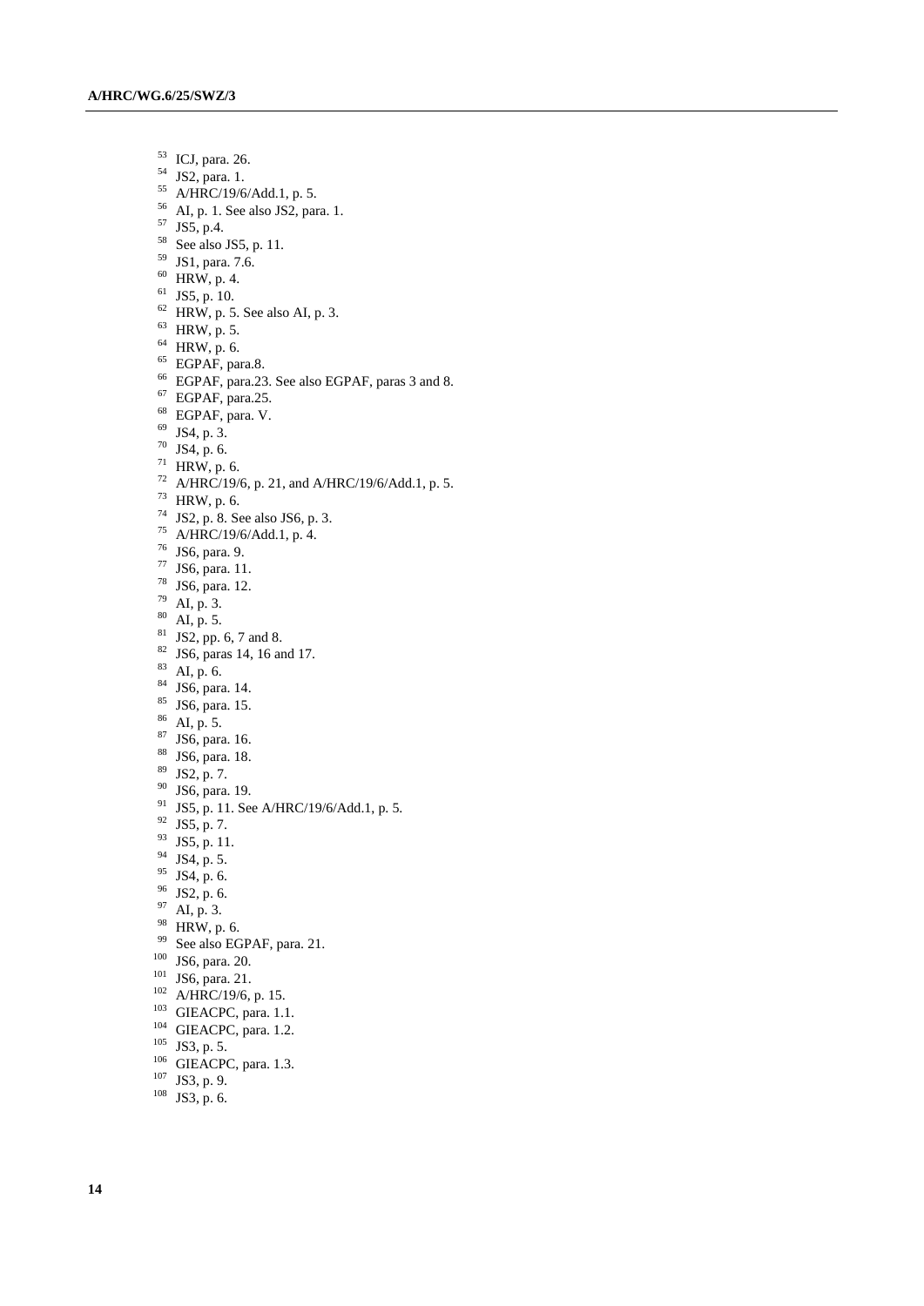[53] ICJ, para. 26.
[54] JS2, para. 1.
[55] A/HRC/19/6/Add.1, p. 5.
[56] AI, p. 1. See also JS2, para. 1.
[57] JS5, p.4.
[58] See also JS5, p. 11.
[59] JS1, para. 7.6.
[60] HRW, p. 4.
[61] JS5, p. 10.
[62] HRW, p. 5. See also AI, p. 3.
[63] HRW, p. 5.
[64] HRW, p. 6.
[65] EGPAF, para.8.
[66] EGPAF, para.23. See also EGPAF, paras 3 and 8.
[67] EGPAF, para.25.
[68] EGPAF, para. V.
[69] JS4, p. 3.
[70] JS4, p. 6.
[71] HRW, p. 6.
[72] A/HRC/19/6, p. 21, and A/HRC/19/6/Add.1, p. 5.
[73] HRW, p. 6.
[74] JS2, p. 8. See also JS6, p. 3.
[75] A/HRC/19/6/Add.1, p. 4.
[76] JS6, para. 9.
[77] JS6, para. 11.
[78] JS6, para. 12.
[79] AI, p. 3.
[80] AI, p. 5.
[81] JS2, pp. 6, 7 and 8.
[82] JS6, paras 14, 16 and 17.
[83] AI, p. 6.
[84] JS6, para. 14.
[85] JS6, para. 15.
[86] AI, p. 5.
[87] JS6, para. 16.
[88] JS6, para. 18.
[89] JS2, p. 7.
[90] JS6, para. 19.
[91] JS5, p. 11. See A/HRC/19/6/Add.1, p. 5.
[92] JS5, p. 7.
[93] JS5, p. 11.
[94] JS4, p. 5.
[95] JS4, p. 6.
[96] JS2, p. 6.
[97] AI, p. 3.
[98] HRW, p. 6.
[99] See also EGPAF, para. 21.
[100] JS6, para. 20.
[101] JS6, para. 21.
[102] A/HRC/19/6, p. 15.
[103] GIEACPC, para. 1.1.
[104] GIEACPC, para. 1.2.
[105] JS3, p. 5.
[106] GIEACPC, para. 1.3.
[107] JS3, p. 9.
[108] JS3, p. 6.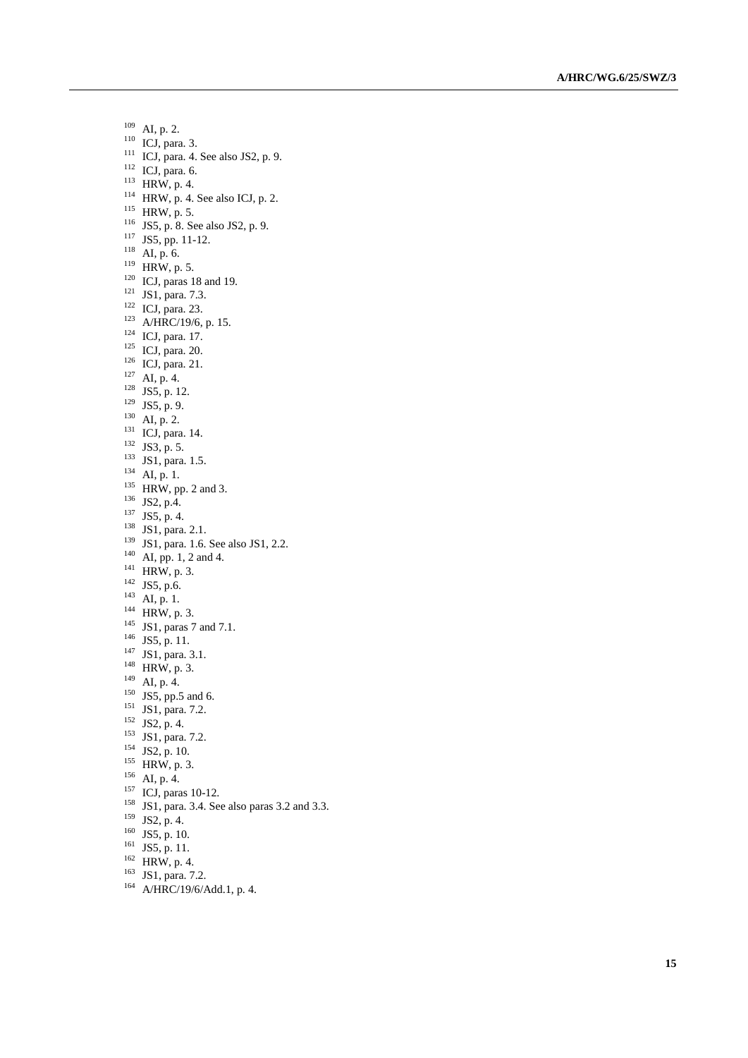[109] AI, p. 2.
[110] ICJ, para. 3.
[111] ICJ, para. 4. See also JS2, p. 9.
[112] ICJ, para. 6.
[113] HRW, p. 4.
[114] HRW, p. 4. See also ICJ, p. 2.
[115] HRW, p. 5.
[116] JS5, p. 8. See also JS2, p. 9.
[117] JS5, pp. 11-12.
[118] AI, p. 6.
[119] HRW, p. 5.
[120] ICJ, paras 18 and 19.
[121] JS1, para. 7.3.
[122] ICJ, para. 23.
[123] A/HRC/19/6, p. 15.
[124] ICJ, para. 17.
[125] ICJ, para. 20.
[126] ICJ, para. 21.
[127] AI, p. 4.
[128] JS5, p. 12.
[129] JS5, p. 9.
[130] AI, p. 2.
[131] ICJ, para. 14.
[132] JS3, p. 5.
[133] JS1, para. 1.5.
[134] AI, p. 1.
[135] HRW, pp. 2 and 3.
[136] JS2, p.4.
[137] JS5, p. 4.
[138] JS1, para. 2.1.
[139] JS1, para. 1.6. See also JS1, 2.2.
[140] AI, pp. 1, 2 and 4.
[141] HRW, p. 3.
[142] JS5, p.6.
[143] AI, p. 1.
[144] HRW, p. 3.
[145] JS1, paras 7 and 7.1.
[146] JS5, p. 11.
[147] JS1, para. 3.1.
[148] HRW, p. 3.
[149] AI, p. 4.
[150] JS5, pp.5 and 6.
[151] JS1, para. 7.2.
[152] JS2, p. 4.
[153] JS1, para. 7.2.
[154] JS2, p. 10.
[155] HRW, p. 3.
[156] AI, p. 4.
[157] ICJ, paras 10-12.
[158] JS1, para. 3.4. See also paras 3.2 and 3.3.
[159] JS2, p. 4.
[160] JS5, p. 10.
[161] JS5, p. 11.
[162] HRW, p. 4.
[163] JS1, para. 7.2.
[164] A/HRC/19/6/Add.1, p. 4.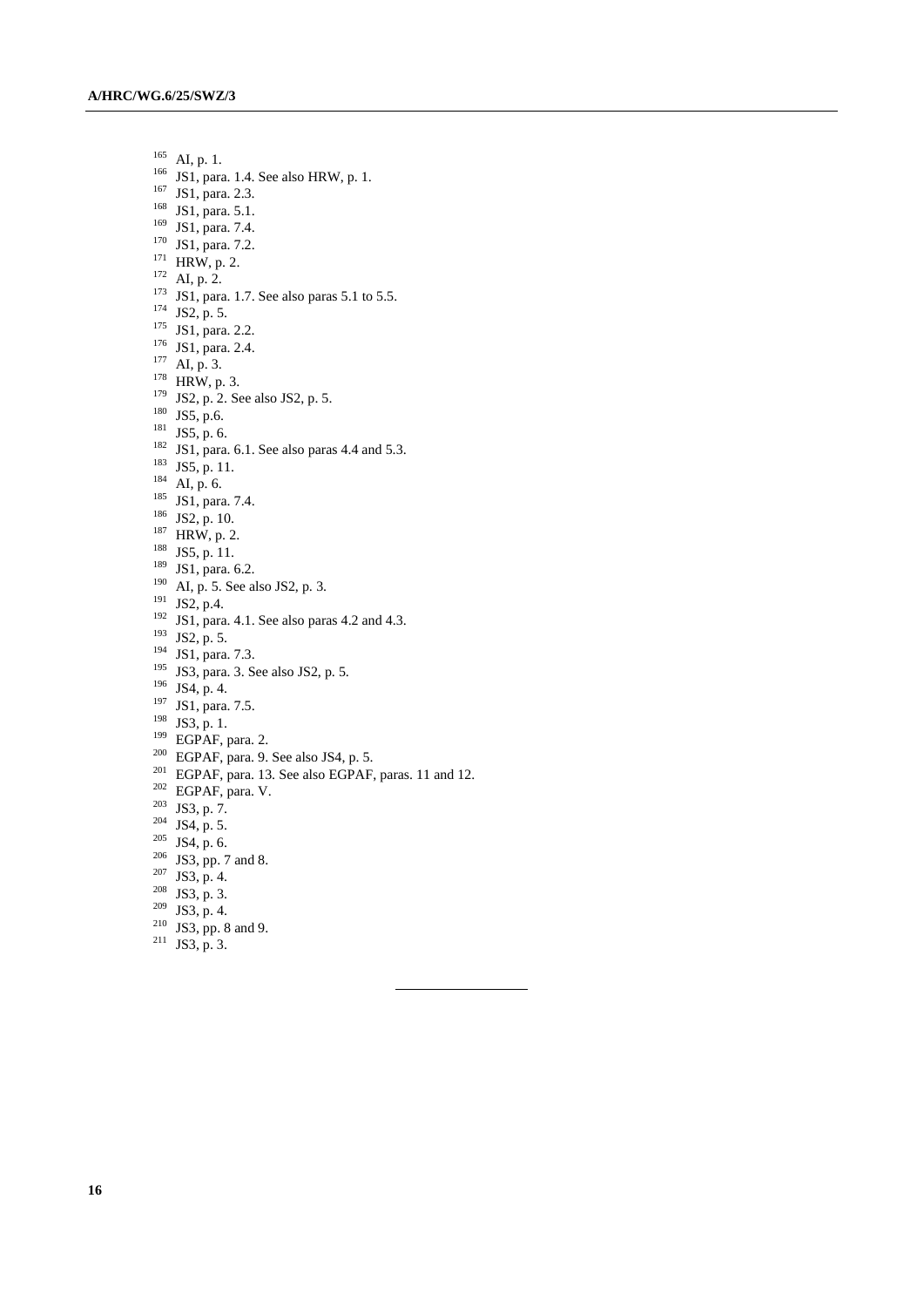[165] AI, p. 1.
[166] JS1, para. 1.4. See also HRW, p. 1.
[167] JS1, para. 2.3.
[168] JS1, para. 5.1.
[169] JS1, para. 7.4.
[170] JS1, para. 7.2.
[171] HRW, p. 2.
[172] AI, p. 2.
[173] JS1, para. 1.7. See also paras 5.1 to 5.5.
[174] JS2, p. 5.
[175] JS1, para. 2.2.
[176] JS1, para. 2.4.
[177] AI, p. 3.
[178] HRW, p. 3.
[179] JS2, p. 2. See also JS2, p. 5.
[180] JS5, p.6.
[181] JS5, p. 6.
[182] JS1, para. 6.1. See also paras 4.4 and 5.3.
[183] JS5, p. 11.
[184] AI, p. 6.
[185] JS1, para. 7.4.
[186] JS2, p. 10.
[187] HRW, p. 2.
[188] JS5, p. 11.
[189] JS1, para. 6.2.
[190] AI, p. 5. See also JS2, p. 3.
[191] JS2, p.4.
[192] JS1, para. 4.1. See also paras 4.2 and 4.3.
[193] JS2, p. 5.
[194] JS1, para. 7.3.
[195] JS3, para. 3. See also JS2, p. 5.
[196] JS4, p. 4.
[197] JS1, para. 7.5.
[198] JS3, p. 1.
[199] EGPAF, para. 2.
[200] EGPAF, para. 9. See also JS4, p. 5.
[201] EGPAF, para. 13. See also EGPAF, paras. 11 and 12.
[202] EGPAF, para. V.
[203] JS3, p. 7.
[204] JS4, p. 5.
[205] JS4, p. 6.
[206] JS3, pp. 7 and 8.
[207] JS3, p. 4.
[208] JS3, p. 3.
[209] JS3, p. 4.
[210] JS3, pp. 8 and 9.
[211] JS3, p. 3.